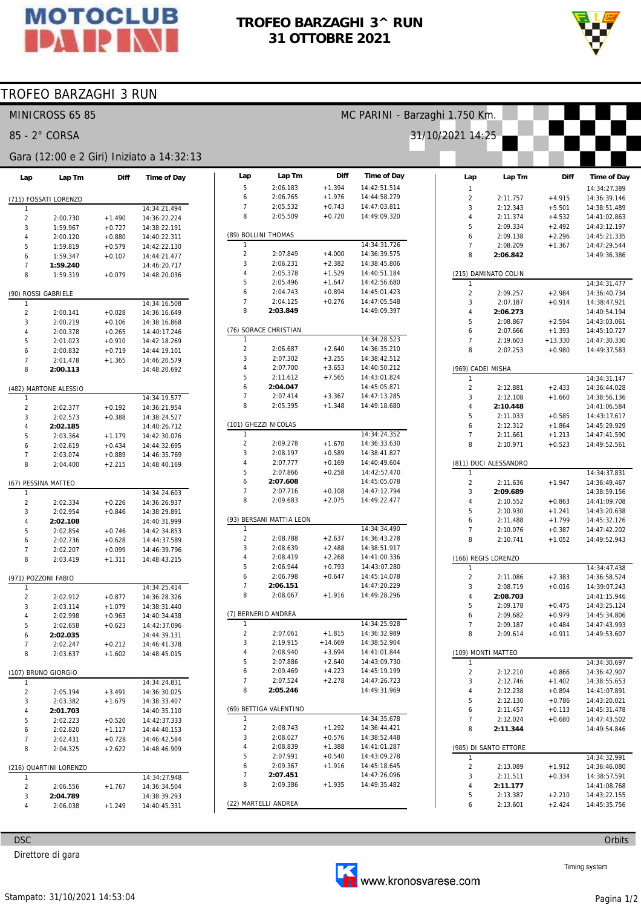# TROFEO BARZAGHI 3^ RUN
# 31 OTTOBRE 2021

## TROFEO BARZAGHI 3 RUN

MINICROSS 65 85 — MC PARINI - Barzaghi 1.750 Km.

85 - 2° CORSA — 31/10/2021 14:25

Gara (12:00 e 2 Giri) Iniziato a 14:32:13

### (715) FOSSATI LORENZO

| Lap | Lap Tm | Diff | Time of Day |
|---|---|---|---|
| 1 | | | 14:34:21.494 |
| 2 | 2:00.730 | +1.490 | 14:36:22.224 |
| 3 | 1:59.967 | +0.727 | 14:38:22.191 |
| 4 | 2:00.120 | +0.880 | 14:40:22.311 |
| 5 | 1:59.819 | +0.579 | 14:42:22.130 |
| 6 | 1:59.347 | +0.107 | 14:44:21.477 |
| 7 | **1:59.240** | | 14:46:20.717 |
| 8 | 1:59.319 | +0.079 | 14:48:20.036 |

### (90) ROSSI GABRIELE

| Lap | Lap Tm | Diff | Time of Day |
|---|---|---|---|
| 1 | | | 14:34:16.508 |
| 2 | 2:00.141 | +0.028 | 14:36:16.649 |
| 3 | 2:00.219 | +0.106 | 14:38:16.868 |
| 4 | 2:00.378 | +0.265 | 14:40:17.246 |
| 5 | 2:01.023 | +0.910 | 14:42:18.269 |
| 6 | 2:00.832 | +0.719 | 14:44:19.101 |
| 7 | 2:01.478 | +1.365 | 14:46:20.579 |
| 8 | **2:00.113** | | 14:48:20.692 |

### (482) MARTONE ALESSIO

| Lap | Lap Tm | Diff | Time of Day |
|---|---|---|---|
| 1 | | | 14:34:19.577 |
| 2 | 2:02.377 | +0.192 | 14:36:21.954 |
| 3 | 2:02.573 | +0.388 | 14:38:24.527 |
| 4 | **2:02.185** | | 14:40:26.712 |
| 5 | 2:03.364 | +1.179 | 14:42:30.076 |
| 6 | 2:02.619 | +0.434 | 14:44:32.695 |
| 7 | 2:03.074 | +0.889 | 14:46:35.769 |
| 8 | 2:04.400 | +2.215 | 14:48:40.169 |

### (67) PESSINA MATTEO

| Lap | Lap Tm | Diff | Time of Day |
|---|---|---|---|
| 1 | | | 14:34:24.603 |
| 2 | 2:02.334 | +0.226 | 14:36:26.937 |
| 3 | 2:02.954 | +0.846 | 14:38:29.891 |
| 4 | **2:02.108** | | 14:40:31.999 |
| 5 | 2:02.854 | +0.746 | 14:42:34.853 |
| 6 | 2:02.736 | +0.628 | 14:44:37.589 |
| 7 | 2:02.207 | +0.099 | 14:46:39.796 |
| 8 | 2:03.419 | +1.311 | 14:48:43.215 |

### (971) POZZONI FABIO

| Lap | Lap Tm | Diff | Time of Day |
|---|---|---|---|
| 1 | | | 14:34:25.414 |
| 2 | 2:02.912 | +0.877 | 14:36:28.326 |
| 3 | 2:03.114 | +1.079 | 14:38:31.440 |
| 4 | 2:02.998 | +0.963 | 14:40:34.438 |
| 5 | 2:02.658 | +0.623 | 14:42:37.096 |
| 6 | **2:02.035** | | 14:44:39.131 |
| 7 | 2:02.247 | +0.212 | 14:46:41.378 |
| 8 | 2:03.637 | +1.602 | 14:48:45.015 |

### (107) BRUNO GIORGIO

| Lap | Lap Tm | Diff | Time of Day |
|---|---|---|---|
| 1 | | | 14:34:24.831 |
| 2 | 2:05.194 | +3.491 | 14:36:30.025 |
| 3 | 2:03.382 | +1.679 | 14:38:33.407 |
| 4 | **2:01.703** | | 14:40:35.110 |
| 5 | 2:02.223 | +0.520 | 14:42:37.333 |
| 6 | 2:02.820 | +1.117 | 14:44:40.153 |
| 7 | 2:02.431 | +0.728 | 14:46:42.584 |
| 8 | 2:04.325 | +2.622 | 14:48:46.909 |

### (216) QUARTINI LORENZO

| Lap | Lap Tm | Diff | Time of Day |
|---|---|---|---|
| 1 | | | 14:34:27.948 |
| 2 | 2:06.556 | +1.767 | 14:36:34.504 |
| 3 | **2:04.789** | | 14:38:39.293 |
| 4 | 2:06.038 | +1.249 | 14:40:45.331 |
| 5 | 2:06.183 | +1.394 | 14:42:51.514 |
| 6 | 2:06.765 | +1.976 | 14:44:58.279 |
| 7 | 2:05.532 | +0.743 | 14:47:03.811 |
| 8 | 2:05.509 | +0.720 | 14:49:09.320 |

### (89) BOLLINI THOMAS

| Lap | Lap Tm | Diff | Time of Day |
|---|---|---|---|
| 1 | | | 14:34:31.726 |
| 2 | 2:07.849 | +4.000 | 14:36:39.575 |
| 3 | 2:06.231 | +2.382 | 14:38:45.806 |
| 4 | 2:05.378 | +1.529 | 14:40:51.184 |
| 5 | 2:05.496 | +1.647 | 14:42:56.680 |
| 6 | 2:04.743 | +0.894 | 14:45:01.423 |
| 7 | 2:04.125 | +0.276 | 14:47:05.548 |
| 8 | **2:03.849** | | 14:49:09.397 |

### (76) SORACE CHRISTIAN

| Lap | Lap Tm | Diff | Time of Day |
|---|---|---|---|
| 1 | | | 14:34:28.523 |
| 2 | 2:06.687 | +2.640 | 14:36:35.210 |
| 3 | 2:07.302 | +3.255 | 14:38:42.512 |
| 4 | 2:07.700 | +3.653 | 14:40:50.212 |
| 5 | 2:11.612 | +7.565 | 14:43:01.824 |
| 6 | **2:04.047** | | 14:45:05.871 |
| 7 | 2:07.414 | +3.367 | 14:47:13.285 |
| 8 | 2:05.395 | +1.348 | 14:49:18.680 |

### (101) GHEZZI NICOLAS

| Lap | Lap Tm | Diff | Time of Day |
|---|---|---|---|
| 1 | | | 14:34:24.352 |
| 2 | 2:09.278 | +1.670 | 14:36:33.630 |
| 3 | 2:08.197 | +0.589 | 14:38:41.827 |
| 4 | 2:07.777 | +0.169 | 14:40:49.604 |
| 5 | 2:07.866 | +0.258 | 14:42:57.470 |
| 6 | **2:07.608** | | 14:45:05.078 |
| 7 | 2:07.716 | +0.108 | 14:47:12.794 |
| 8 | 2:09.683 | +2.075 | 14:49:22.477 |

### (93) BERSANI MATTIA LEON

| Lap | Lap Tm | Diff | Time of Day |
|---|---|---|---|
| 1 | | | 14:34:34.490 |
| 2 | 2:08.788 | +2.637 | 14:36:43.278 |
| 3 | 2:08.639 | +2.488 | 14:38:51.917 |
| 4 | 2:08.419 | +2.268 | 14:41:00.336 |
| 5 | 2:06.944 | +0.793 | 14:43:07.280 |
| 6 | 2:06.798 | +0.647 | 14:45:14.078 |
| 7 | **2:06.151** | | 14:47:20.229 |
| 8 | 2:08.067 | +1.916 | 14:49:28.296 |

### (7) BERNERIO ANDREA

| Lap | Lap Tm | Diff | Time of Day |
|---|---|---|---|
| 1 | | | 14:34:25.928 |
| 2 | 2:07.061 | +1.815 | 14:36:32.989 |
| 3 | 2:19.915 | +14.669 | 14:38:52.904 |
| 4 | 2:08.940 | +3.694 | 14:41:01.844 |
| 5 | 2:07.886 | +2.640 | 14:43:09.730 |
| 6 | 2:09.469 | +4.223 | 14:45:19.199 |
| 7 | 2:07.524 | +2.278 | 14:47:26.723 |
| 8 | **2:05.246** | | 14:49:31.969 |

### (69) BETTIGA VALENTINO

| Lap | Lap Tm | Diff | Time of Day |
|---|---|---|---|
| 1 | | | 14:34:35.678 |
| 2 | 2:08.743 | +1.292 | 14:36:44.421 |
| 3 | 2:08.027 | +0.576 | 14:38:52.448 |
| 4 | 2:08.839 | +1.388 | 14:41:01.287 |
| 5 | 2:07.991 | +0.540 | 14:43:09.278 |
| 6 | 2:09.367 | +1.916 | 14:45:18.645 |
| 7 | **2:07.451** | | 14:47:26.096 |
| 8 | 2:09.386 | +1.935 | 14:49:35.482 |

### (22) MARTELLI ANDREA

| Lap | Lap Tm | Diff | Time of Day |
|---|---|---|---|
| 1 | | | 14:34:27.389 |
| 2 | 2:11.757 | +4.915 | 14:36:39.146 |
| 3 | 2:12.343 | +5.501 | 14:38:51.489 |
| 4 | 2:11.374 | +4.532 | 14:41:02.863 |
| 5 | 2:09.334 | +2.492 | 14:43:12.197 |
| 6 | 2:09.138 | +2.296 | 14:45:21.335 |
| 7 | 2:08.209 | +1.367 | 14:47:29.544 |
| 8 | **2:06.842** | | 14:49:36.386 |

### (215) DAMINATO COLIN

| Lap | Lap Tm | Diff | Time of Day |
|---|---|---|---|
| 1 | | | 14:34:31.477 |
| 2 | 2:09.257 | +2.984 | 14:36:40.734 |
| 3 | 2:07.187 | +0.914 | 14:38:47.921 |
| 4 | **2:06.273** | | 14:40:54.194 |
| 5 | 2:08.867 | +2.594 | 14:43:03.061 |
| 6 | 2:07.666 | +1.393 | 14:45:10.727 |
| 7 | 2:19.603 | +13.330 | 14:47:30.330 |
| 8 | 2:07.253 | +0.980 | 14:49:37.583 |

### (969) CADEI MISHA

| Lap | Lap Tm | Diff | Time of Day |
|---|---|---|---|
| 1 | | | 14:34:31.147 |
| 2 | 2:12.881 | +2.433 | 14:36:44.028 |
| 3 | 2:12.108 | +1.660 | 14:38:56.136 |
| 4 | **2:10.448** | | 14:41:06.584 |
| 5 | 2:11.033 | +0.585 | 14:43:17.617 |
| 6 | 2:12.312 | +1.864 | 14:45:29.929 |
| 7 | 2:11.661 | +1.213 | 14:47:41.590 |
| 8 | 2:10.971 | +0.523 | 14:49:52.561 |

### (811) DUCI ALESSANDRO

| Lap | Lap Tm | Diff | Time of Day |
|---|---|---|---|
| 1 | | | 14:34:37.831 |
| 2 | 2:11.636 | +1.947 | 14:36:49.467 |
| 3 | **2:09.689** | | 14:38:59.156 |
| 4 | 2:10.552 | +0.863 | 14:41:09.708 |
| 5 | 2:10.930 | +1.241 | 14:43:20.638 |
| 6 | 2:11.488 | +1.799 | 14:45:32.126 |
| 7 | 2:10.076 | +0.387 | 14:47:42.202 |
| 8 | 2:10.741 | +1.052 | 14:49:52.943 |

### (166) REGIS LORENZO

| Lap | Lap Tm | Diff | Time of Day |
|---|---|---|---|
| 1 | | | 14:34:47.438 |
| 2 | 2:11.086 | +2.383 | 14:36:58.524 |
| 3 | 2:08.719 | +0.016 | 14:39:07.243 |
| 4 | **2:08.703** | | 14:41:15.946 |
| 5 | 2:09.178 | +0.475 | 14:43:25.124 |
| 6 | 2:09.682 | +0.979 | 14:45:34.806 |
| 7 | 2:09.187 | +0.484 | 14:47:43.993 |
| 8 | 2:09.614 | +0.911 | 14:49:53.607 |

### (109) MONTI MATTEO

| Lap | Lap Tm | Diff | Time of Day |
|---|---|---|---|
| 1 | | | 14:34:30.697 |
| 2 | 2:12.210 | +0.866 | 14:36:42.907 |
| 3 | 2:12.746 | +1.402 | 14:38:55.653 |
| 4 | 2:12.238 | +0.894 | 14:41:07.891 |
| 5 | 2:12.130 | +0.786 | 14:43:20.021 |
| 6 | 2:11.457 | +0.113 | 14:45:31.478 |
| 7 | 2:12.024 | +0.680 | 14:47:43.502 |
| 8 | **2:11.344** | | 14:49:54.846 |

### (985) DI SANTO ETTORE

| Lap | Lap Tm | Diff | Time of Day |
|---|---|---|---|
| 1 | | | 14:34:32.991 |
| 2 | 2:13.089 | +1.912 | 14:36:46.080 |
| 3 | 2:11.511 | +0.334 | 14:38:57.591 |
| 4 | **2:11.177** | | 14:41:08.768 |
| 5 | 2:13.387 | +2.210 | 14:43:22.155 |
| 6 | 2:13.601 | +2.424 | 14:45:35.756 |

DSC — Orbits

Direttore di gara

www.kronosvarese.com — Timing system

Stampato: 31/10/2021 14:53:04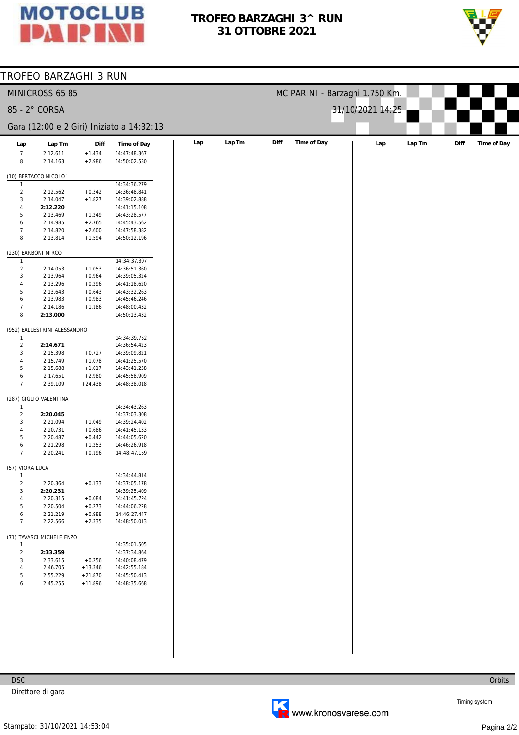# TROFEO BARZAGHI 3^ RUN
# 31 OTTOBRE 2021

## TROFEO BARZAGHI 3 RUN

MINICROSS 65 85 — MC PARINI - Barzaghi 1.750 Km.

85 - 2° CORSA — 31/10/2021 14:25

Gara (12:00 e 2 Giri) Iniziato a 14:32:13

| Lap | Lap Tm | Diff | Time of Day |
|---|---|---|---|
| 7 | 2:12.611 | +1.434 | 14:47:48.367 |
| 8 | 2:14.163 | +2.986 | 14:50:02.530 |

(10) BERTACCO NICOLO`

| Lap | Lap Tm | Diff | Time of Day |
|---|---|---|---|
| 1 | | | 14:34:36.279 |
| 2 | 2:12.562 | +0.342 | 14:36:48.841 |
| 3 | 2:14.047 | +1.827 | 14:39:02.888 |
| 4 | **2:12.220** | | 14:41:15.108 |
| 5 | 2:13.469 | +1.249 | 14:43:28.577 |
| 6 | 2:14.985 | +2.765 | 14:45:43.562 |
| 7 | 2:14.820 | +2.600 | 14:47:58.382 |
| 8 | 2:13.814 | +1.594 | 14:50:12.196 |

(230) BARBONI MIRCO

| Lap | Lap Tm | Diff | Time of Day |
|---|---|---|---|
| 1 | | | 14:34:37.307 |
| 2 | 2:14.053 | +1.053 | 14:36:51.360 |
| 3 | 2:13.964 | +0.964 | 14:39:05.324 |
| 4 | 2:13.296 | +0.296 | 14:41:18.620 |
| 5 | 2:13.643 | +0.643 | 14:43:32.263 |
| 6 | 2:13.983 | +0.983 | 14:45:46.246 |
| 7 | 2:14.186 | +1.186 | 14:48:00.432 |
| 8 | **2:13.000** | | 14:50:13.432 |

(952) BALLESTRINI ALESSANDRO

| Lap | Lap Tm | Diff | Time of Day |
|---|---|---|---|
| 1 | | | 14:34:39.752 |
| 2 | **2:14.671** | | 14:36:54.423 |
| 3 | 2:15.398 | +0.727 | 14:39:09.821 |
| 4 | 2:15.749 | +1.078 | 14:41:25.570 |
| 5 | 2:15.688 | +1.017 | 14:43:41.258 |
| 6 | 2:17.651 | +2.980 | 14:45:58.909 |
| 7 | 2:39.109 | +24.438 | 14:48:38.018 |

(287) GIGLIO VALENTINA

| Lap | Lap Tm | Diff | Time of Day |
|---|---|---|---|
| 1 | | | 14:34:43.263 |
| 2 | **2:20.045** | | 14:37:03.308 |
| 3 | 2:21.094 | +1.049 | 14:39:24.402 |
| 4 | 2:20.731 | +0.686 | 14:41:45.133 |
| 5 | 2:20.487 | +0.442 | 14:44:05.620 |
| 6 | 2:21.298 | +1.253 | 14:46:26.918 |
| 7 | 2:20.241 | +0.196 | 14:48:47.159 |

(57) VIORA LUCA

| Lap | Lap Tm | Diff | Time of Day |
|---|---|---|---|
| 1 | | | 14:34:44.814 |
| 2 | 2:20.364 | +0.133 | 14:37:05.178 |
| 3 | **2:20.231** | | 14:39:25.409 |
| 4 | 2:20.315 | +0.084 | 14:41:45.724 |
| 5 | 2:20.504 | +0.273 | 14:44:06.228 |
| 6 | 2:21.219 | +0.988 | 14:46:27.447 |
| 7 | 2:22.566 | +2.335 | 14:48:50.013 |

(71) TAVASCI MICHELE ENZO

| Lap | Lap Tm | Diff | Time of Day |
|---|---|---|---|
| 1 | | | 14:35:01.505 |
| 2 | **2:33.359** | | 14:37:34.864 |
| 3 | 2:33.615 | +0.256 | 14:40:08.479 |
| 4 | 2:46.705 | +13.346 | 14:42:55.184 |
| 5 | 2:55.229 | +21.870 | 14:45:50.413 |
| 6 | 2:45.255 | +11.896 | 14:48:35.668 |

DSC — Orbits

Direttore di gara

Timing system

www.kronosvarese.com

Stampato: 31/10/2021 14:53:04